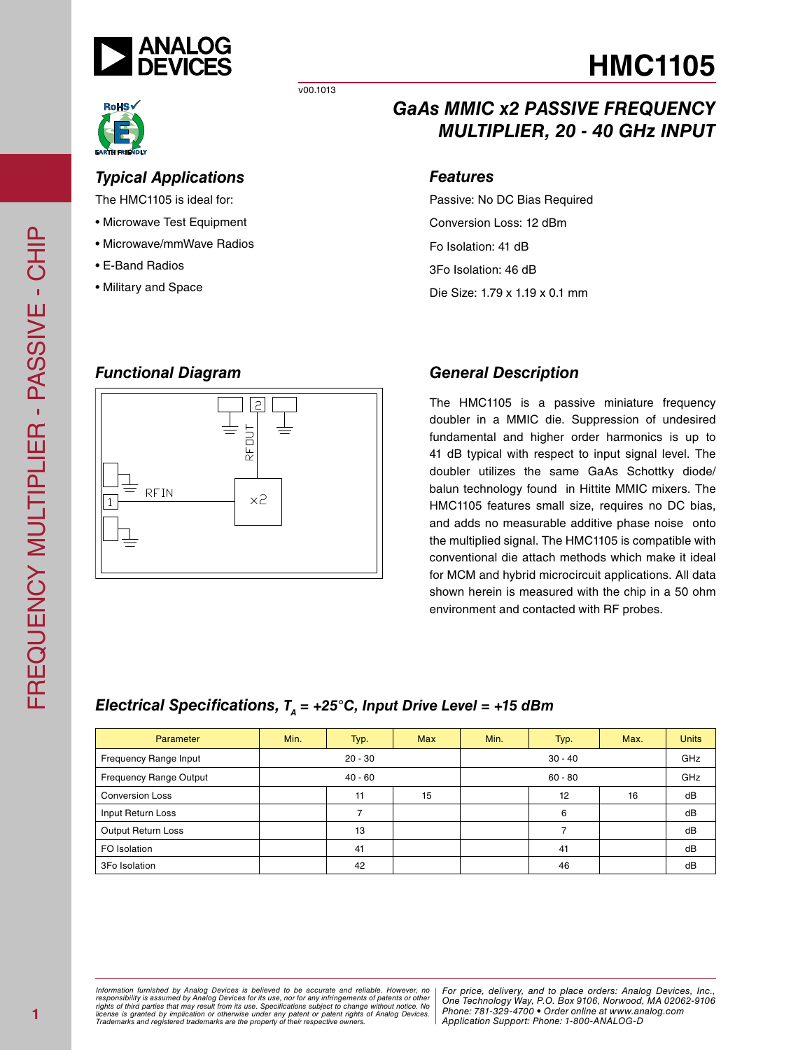# HMC1105

v00.1013

## GaAs MMIC x2 PASSIVE FREQUENCY MULTIPLIER, 20 - 40 GHz INPUT

### Typical Applications

The HMC1105 is ideal for:

- Microwave Test Equipment
- Microwave/mmWave Radios
- E-Band Radios
- Military and Space

### Features

Passive: No DC Bias Required

Conversion Loss: 12 dBm

Fo Isolation: 41 dB

3Fo Isolation: 46 dB

Die Size: 1.79 x 1.19 x 0.1 mm

### Functional Diagram

2

RFOUT

1

RFIN

x2

### General Description

The HMC1105 is a passive miniature frequency doubler in a MMIC die. Suppression of undesired fundamental and higher order harmonics is up to 41 dB typical with respect to input signal level. The doubler utilizes the same GaAs Schottky diode/balun technology found in Hittite MMIC mixers. The HMC1105 features small size, requires no DC bias, and adds no measurable additive phase noise onto the multiplied signal. The HMC1105 is compatible with conventional die attach methods which make it ideal for MCM and hybrid microcircuit applications. All data shown herein is measured with the chip in a 50 ohm environment and contacted with RF probes.

### Electrical Specifications, $T_A$ = +25°C, Input Drive Level = +15 dBm

| Parameter | Min. | Typ. | Max | Min. | Typ. | Max. | Units |
|---|---|---|---|---|---|---|---|
| Frequency Range Input | | 20 - 30 | | | 30 - 40 | | GHz |
| Frequency Range Output | | 40 - 60 | | | 60 - 80 | | GHz |
| Conversion Loss | | 11 | 15 | | 12 | 16 | dB |
| Input Return Loss | | 7 | | | 6 | | dB |
| Output Return Loss | | 13 | | | 7 | | dB |
| FO Isolation | | 41 | | | 41 | | dB |
| 3Fo Isolation | | 42 | | | 46 | | dB |

*Information furnished by Analog Devices is believed to be accurate and reliable. However, no responsibility is assumed by Analog Devices for its use, nor for any infringements of patents or other rights of third parties that may result from its use. Specifications subject to change without notice. No license is granted by implication or otherwise under any patent or patent rights of Analog Devices. Trademarks and registered trademarks are the property of their respective owners.*

*For price, delivery, and to place orders: Analog Devices, Inc., One Technology Way, P.O. Box 9106, Norwood, MA 02062-9106 Phone: 781-329-4700 • Order online at www.analog.com Application Support: Phone: 1-800-ANALOG-D*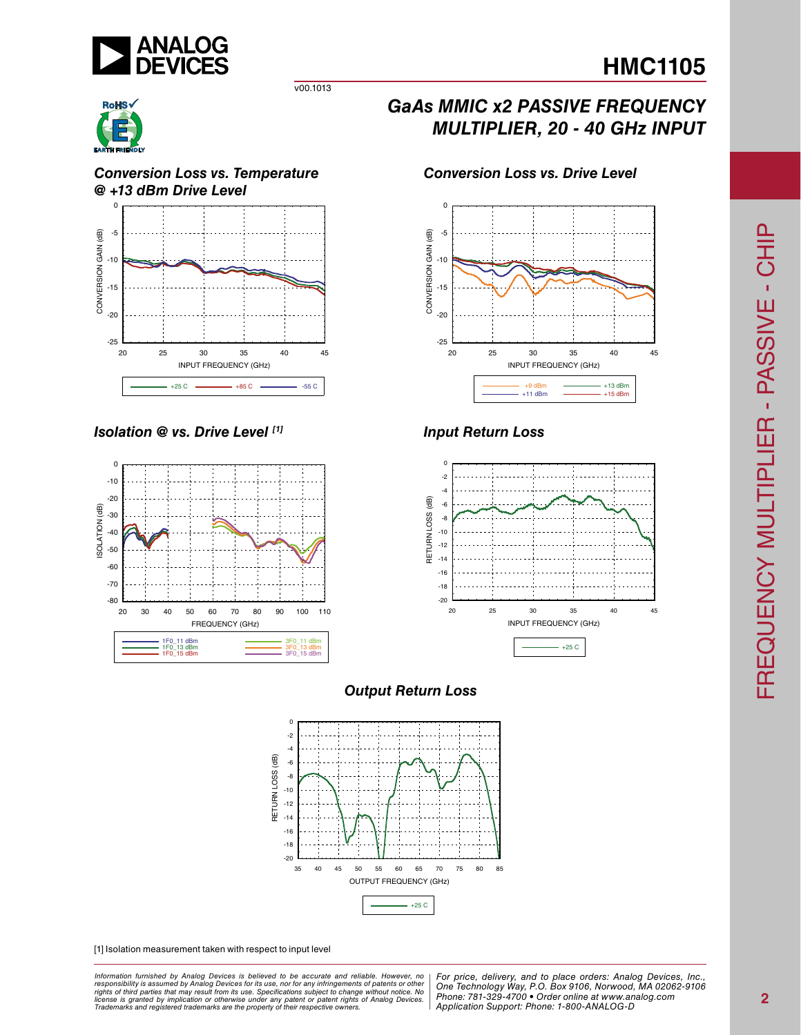# GaAs MMIC x2 PASSIVE FREQUENCY MULTIPLIER, 20 - 40 GHz INPUT

### Conversion Loss vs. Temperature @ +13 dBm Drive Level

CONVERSION GAIN (dB)
0
-5
-10
-15
-20
-25
20 25 30 35 40 45
INPUT FREQUENCY (GHz)
+25 C
+85 C
-55 C

### Conversion Loss vs. Drive Level

CONVERSION GAIN (dB)
0
-5
-10
-15
-20
-25
20 25 30 35 40 45
INPUT FREQUENCY (GHz)
+9 dBm
+11 dBm
+13 dBm
+15 dBm

### Isolation @ vs. Drive Level [1]

ISOLATION (dB)
0
-10
-20
-30
-40
-50
-60
-70
-80
20 30 40 50 60 70 80 90 100 110
FREQUENCY (GHz)
1F0_11 dBm
1F0_13 dBm
1F0_15 dBm
3F0_11 dBm
3F0_13 dBm
3F0_15 dBm

### Input Return Loss

RETURN LOSS (dB)
0
-2
-4
-6
-8
-10
-12
-14
-16
-18
-20
20 25 30 35 40 45
INPUT FREQUENCY (GHz)
+25 C

### Output Return Loss

RETURN LOSS (dB)
0
-2
-4
-6
-8
-10
-12
-14
-16
-18
-20
35 40 45 50 55 60 65 70 75 80 85
OUTPUT FREQUENCY (GHz)
+25 C

[1] Isolation measurement taken with respect to input level

*Information furnished by Analog Devices is believed to be accurate and reliable. However, no responsibility is assumed by Analog Devices for its use, nor for any infringements of patents or other rights of third parties that may result from its use. Specifications subject to change without notice. No license is granted by implication or otherwise under any patent or patent rights of Analog Devices. Trademarks and registered trademarks are the property of their respective owners.*

*For price, delivery, and to place orders: Analog Devices, Inc., One Technology Way, P.O. Box 9106, Norwood, MA 02062-9106 Phone: 781-329-4700 • Order online at www.analog.com Application Support: Phone: 1-800-ANALOG-D*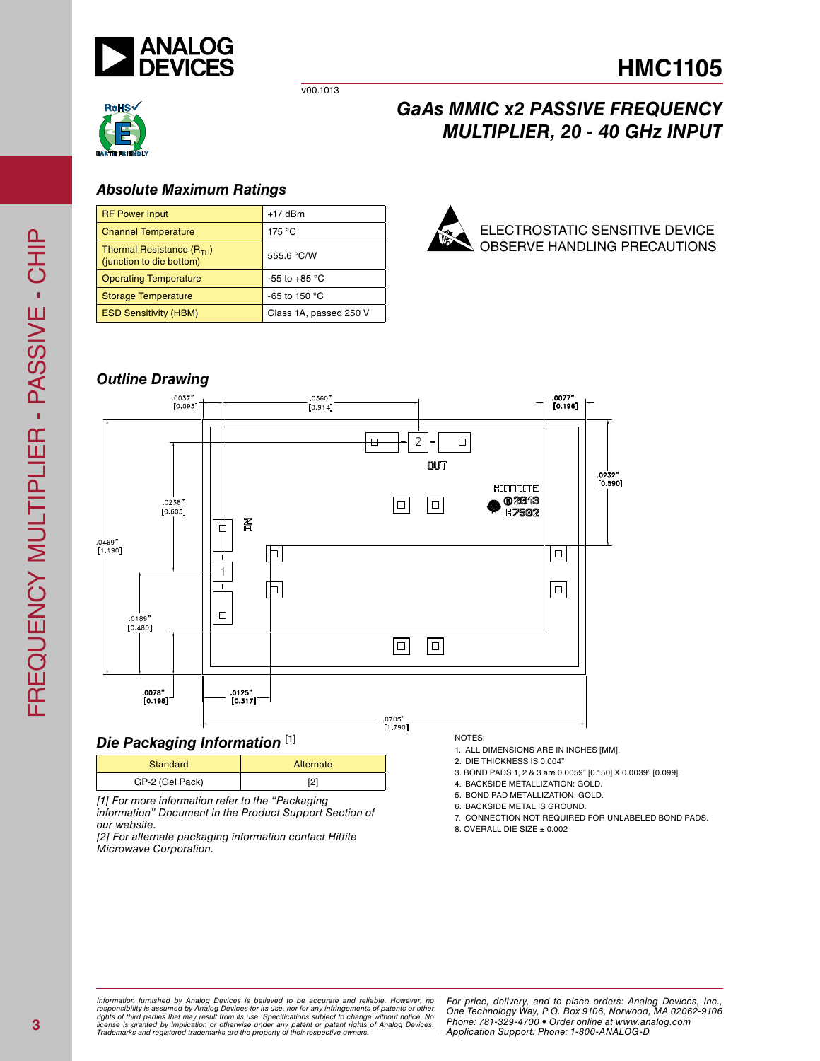# HMC1105

v00.1013

## GaAs MMIC x2 PASSIVE FREQUENCY MULTIPLIER, 20 - 40 GHz INPUT

### Absolute Maximum Ratings

| | |
|---|---|
| RF Power Input | +17 dBm |
| Channel Temperature | 175 °C |
| Thermal Resistance ($R_{TH}$) (junction to die bottom) | 555.6 °C/W |
| Operating Temperature | -55 to +85 °C |
| Storage Temperature | -65 to 150 °C |
| ESD Sensitivity (HBM) | Class 1A, passed 250 V |

ELECTROSTATIC SENSITIVE DEVICE
OBSERVE HANDLING PRECAUTIONS

### Outline Drawing

.0037" [0.093]
.0360" [0.914]
.0077" [0.196]
.0232" [0.590]
.0238" [0.605]
.0469" [1.190]
.0189" [0.480]
.0078" [0.198]
.0125" [0.317]
.0705" [1.790]
2
OUT
HITTITE
©2013
H7502
IN
1

### Die Packaging Information [1]

| Standard | Alternate |
|---|---|
| GP-2 (Gel Pack) | [2] |

*[1] For more information refer to the "Packaging information" Document in the Product Support Section of our website.*
*[2] For alternate packaging information contact Hittite Microwave Corporation.*

NOTES:

1. ALL DIMENSIONS ARE IN INCHES [MM].
2. DIE THICKNESS IS 0.004"
3. BOND PADS 1, 2 & 3 are 0.0059" [0.150] X 0.0039" [0.099].
4. BACKSIDE METALLIZATION: GOLD.
5. BOND PAD METALLIZATION: GOLD.
6. BACKSIDE METAL IS GROUND.
7. CONNECTION NOT REQUIRED FOR UNLABELED BOND PADS.
8. OVERALL DIE SIZE ± 0.002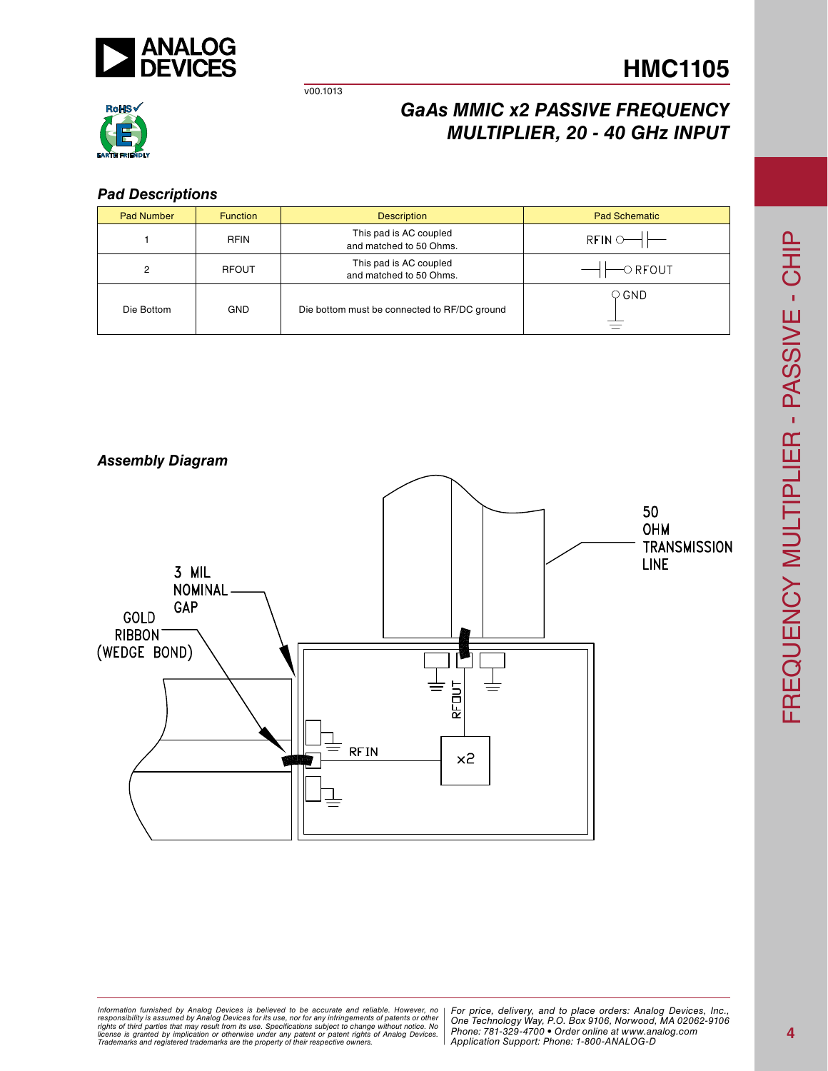## Pad Descriptions

| Pad Number | Function | Description | Pad Schematic |
|---|---|---|---|
| 1 | RFIN | This pad is AC coupled and matched to 50 Ohms. | RFIN |
| 2 | RFOUT | This pad is AC coupled and matched to 50 Ohms. | RFOUT |
| Die Bottom | GND | Die bottom must be connected to RF/DC ground | GND |

## Assembly Diagram

50 OHM TRANSMISSION LINE

3 MIL NOMINAL GAP

GOLD RIBBON (WEDGE BOND)

RFOUT

RFIN

x2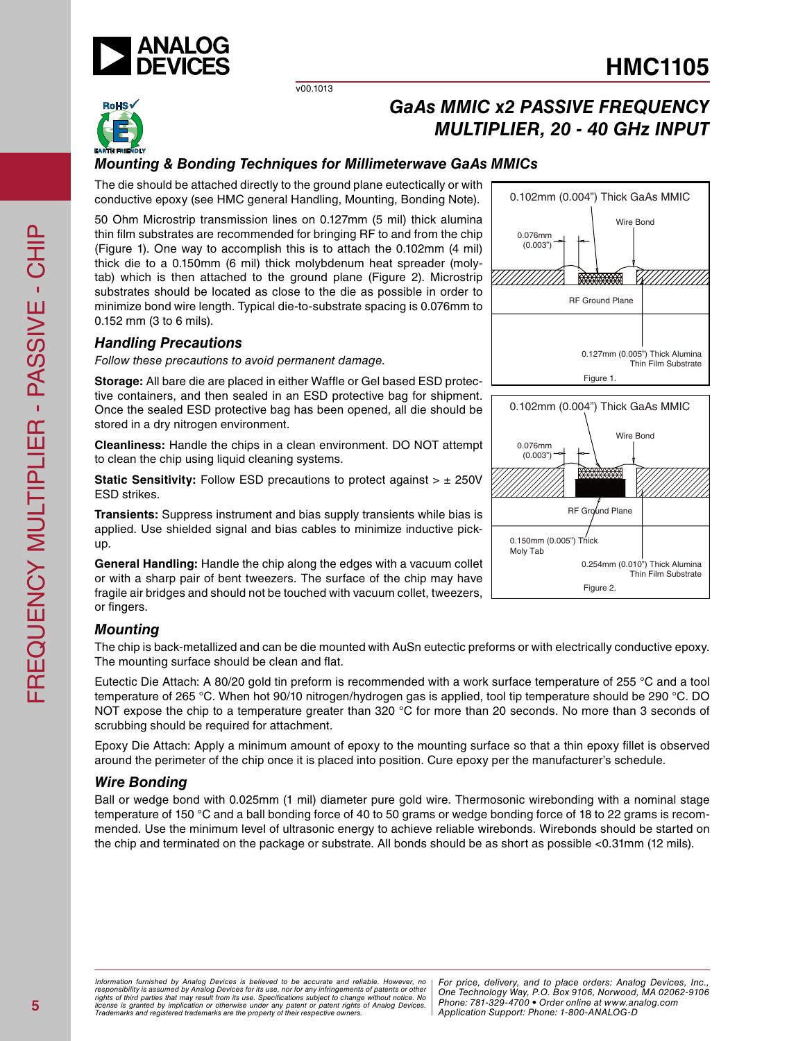## Mounting & Bonding Techniques for Millimeterwave GaAs MMICs

The die should be attached directly to the ground plane eutectically or with conductive epoxy (see HMC general Handling, Mounting, Bonding Note).

50 Ohm Microstrip transmission lines on 0.127mm (5 mil) thick alumina thin film substrates are recommended for bringing RF to and from the chip (Figure 1). One way to accomplish this is to attach the 0.102mm (4 mil) thick die to a 0.150mm (6 mil) thick molybdenum heat spreader (moly-tab) which is then attached to the ground plane (Figure 2). Microstrip substrates should be located as close to the die as possible in order to minimize bond wire length. Typical die-to-substrate spacing is 0.076mm to 0.152 mm (3 to 6 mils).

0.102mm (0.004") Thick GaAs MMIC

Wire Bond

0.076mm (0.003")

RF Ground Plane

0.127mm (0.005") Thick Alumina Thin Film Substrate

Figure 1.

0.102mm (0.004") Thick GaAs MMIC

Wire Bond

0.076mm (0.003")

RF Ground Plane

0.150mm (0.005") Thick Moly Tab

0.254mm (0.010") Thick Alumina Thin Film Substrate

Figure 2.

### Handling Precautions

*Follow these precautions to avoid permanent damage.*

**Storage:** All bare die are placed in either Waffle or Gel based ESD protective containers, and then sealed in an ESD protective bag for shipment. Once the sealed ESD protective bag has been opened, all die should be stored in a dry nitrogen environment.

**Cleanliness:** Handle the chips in a clean environment. DO NOT attempt to clean the chip using liquid cleaning systems.

**Static Sensitivity:** Follow ESD precautions to protect against > ± 250V ESD strikes.

**Transients:** Suppress instrument and bias supply transients while bias is applied. Use shielded signal and bias cables to minimize inductive pick-up.

**General Handling:** Handle the chip along the edges with a vacuum collet or with a sharp pair of bent tweezers. The surface of the chip may have fragile air bridges and should not be touched with vacuum collet, tweezers, or fingers.

### Mounting

The chip is back-metallized and can be die mounted with AuSn eutectic preforms or with electrically conductive epoxy. The mounting surface should be clean and flat.

Eutectic Die Attach: A 80/20 gold tin preform is recommended with a work surface temperature of 255 °C and a tool temperature of 265 °C. When hot 90/10 nitrogen/hydrogen gas is applied, tool tip temperature should be 290 °C. DO NOT expose the chip to a temperature greater than 320 °C for more than 20 seconds. No more than 3 seconds of scrubbing should be required for attachment.

Epoxy Die Attach: Apply a minimum amount of epoxy to the mounting surface so that a thin epoxy fillet is observed around the perimeter of the chip once it is placed into position. Cure epoxy per the manufacturer's schedule.

### Wire Bonding

Ball or wedge bond with 0.025mm (1 mil) diameter pure gold wire. Thermosonic wirebonding with a nominal stage temperature of 150 °C and a ball bonding force of 40 to 50 grams or wedge bonding force of 18 to 22 grams is recommended. Use the minimum level of ultrasonic energy to achieve reliable wirebonds. Wirebonds should be started on the chip and terminated on the package or substrate. All bonds should be as short as possible <0.31mm (12 mils).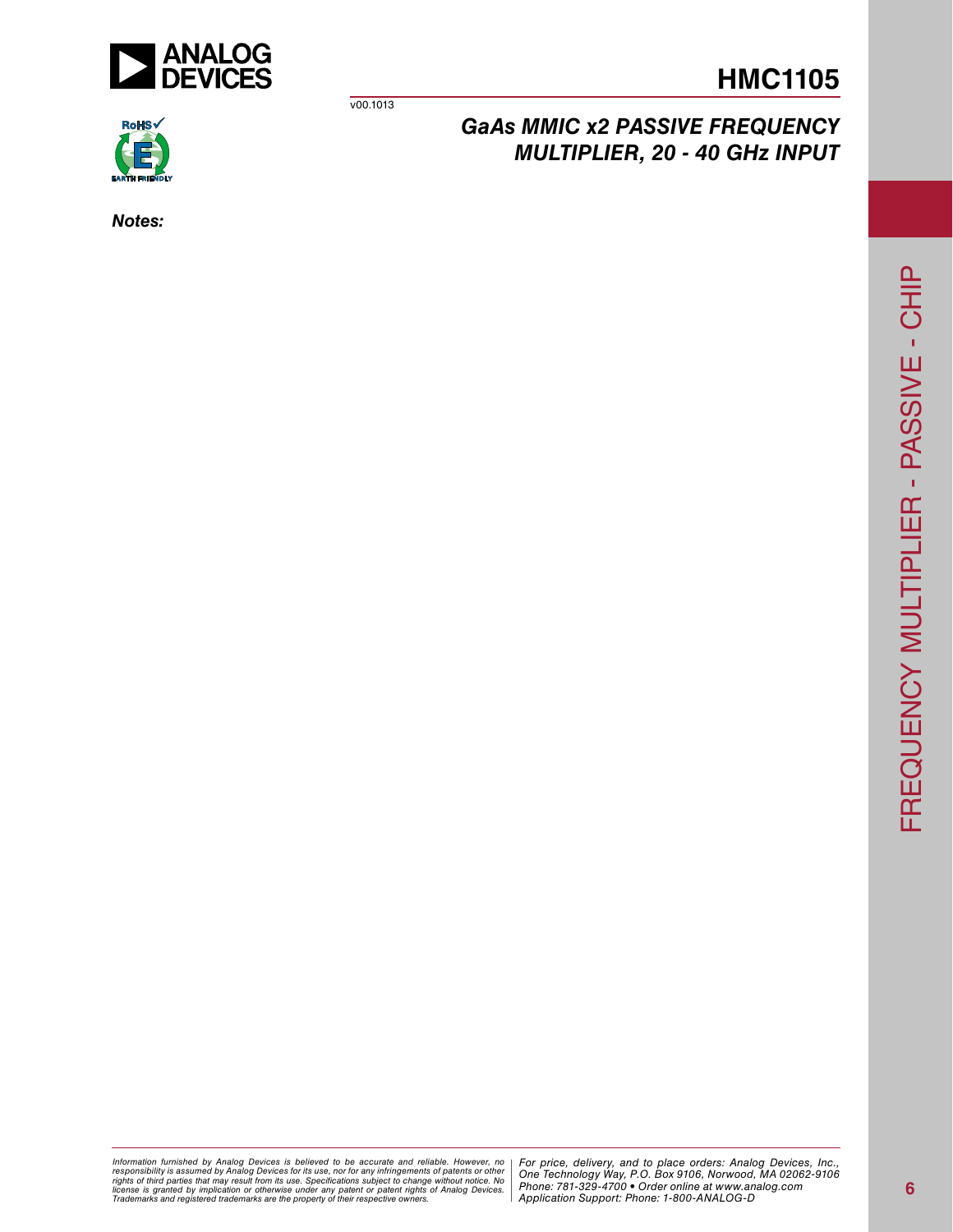**Notes:**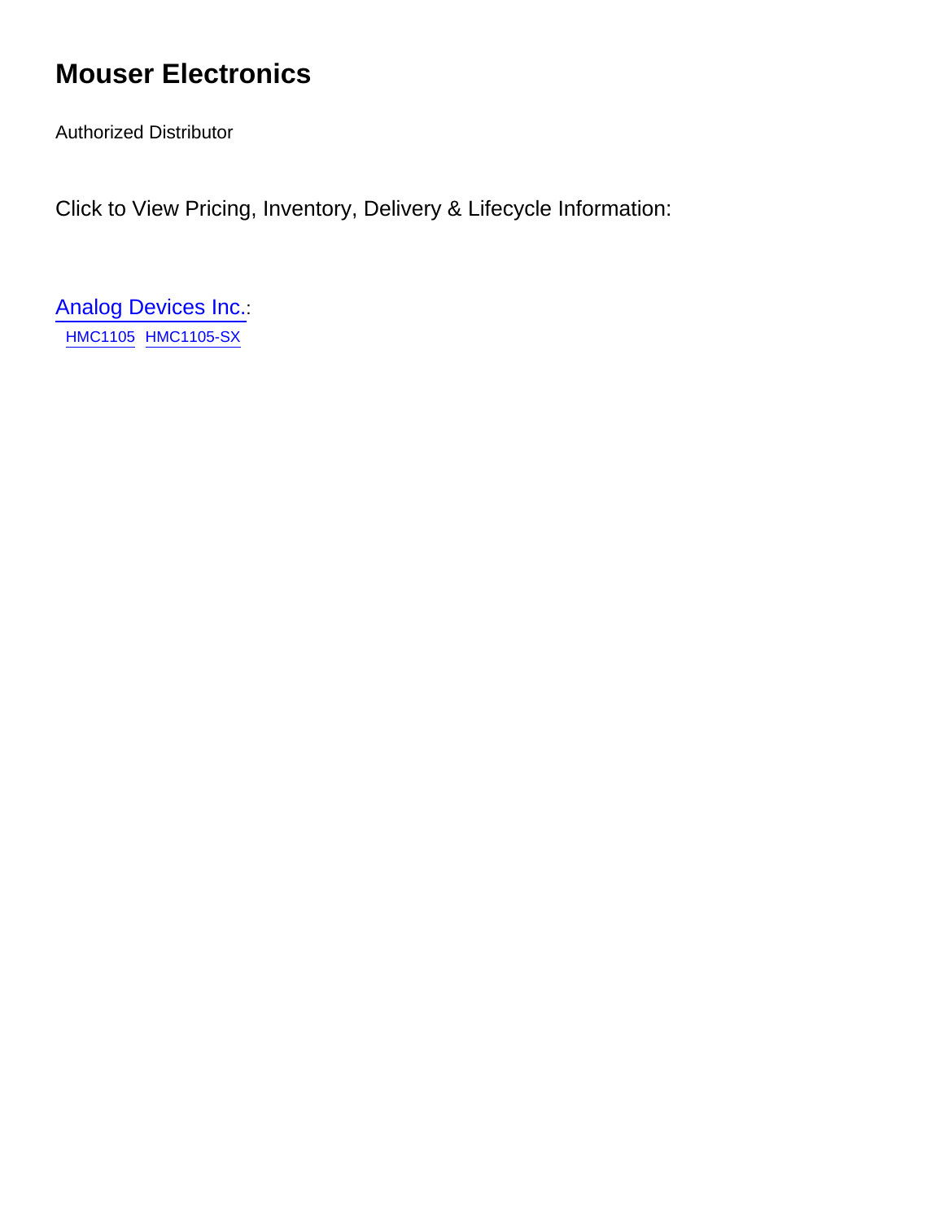# Mouser Electronics

Authorized Distributor

Click to View Pricing, Inventory, Delivery & Lifecycle Information:

Analog Devices Inc.:

HMC1105 HMC1105-SX